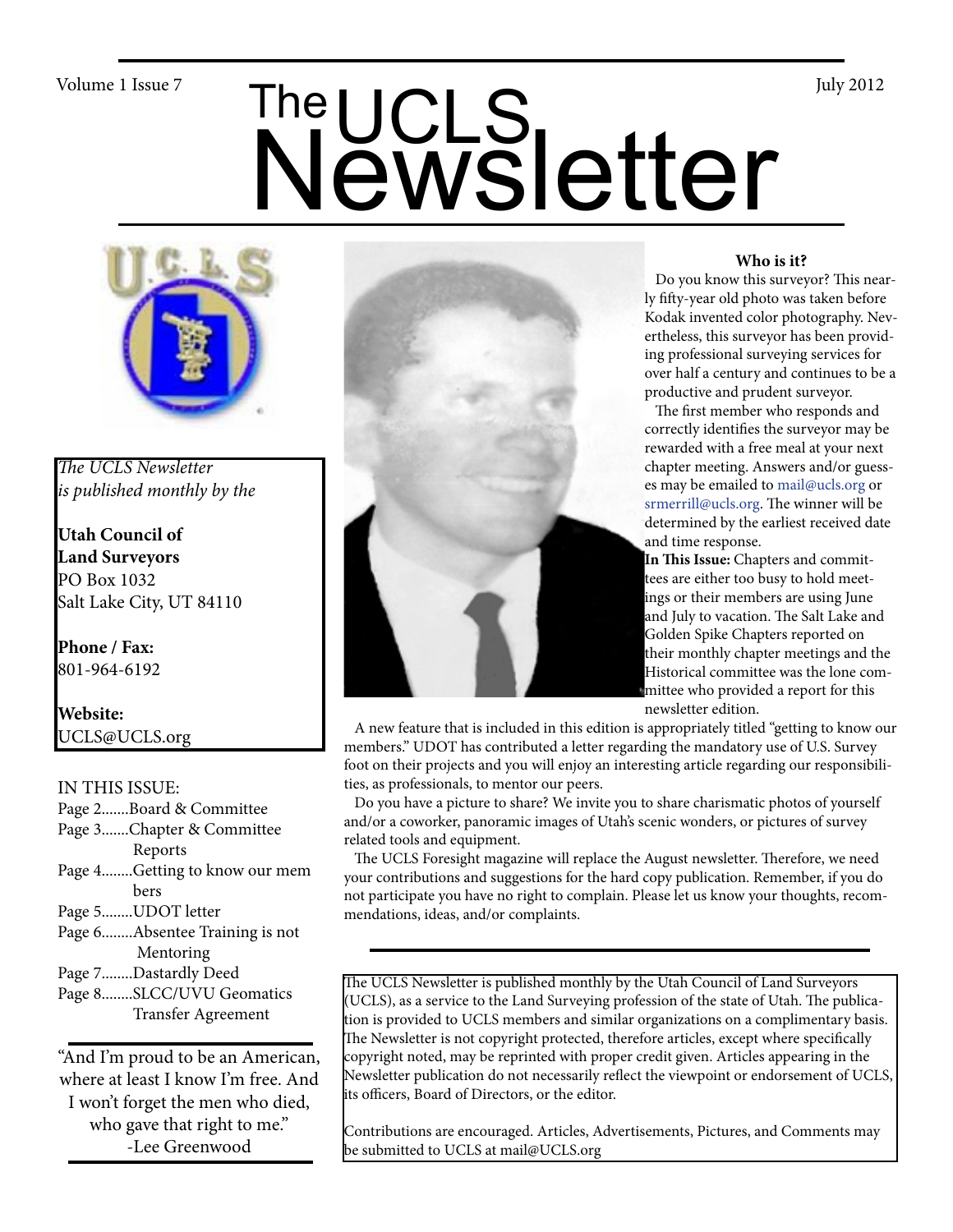Volume 1 Issue 7 — July 2012

# The UCLS Newsletter

*The UCLS Newsletter is published monthly by the*

**Utah Council of Land Surveyors**
PO Box 1032
Salt Lake City, UT 84110

**Phone / Fax:**
801-964-6192

**Website:**
UCLS@UCLS.org

IN THIS ISSUE:

- Page 2.......Board & Committee
- Page 3.......Chapter & Committee Reports
- Page 4........Getting to know our members
- Page 5........UDOT letter
- Page 6........Absentee Training is not Mentoring
- Page 7........Dastardly Deed
- Page 8........SLCC/UVU Geomatics Transfer Agreement

"And I'm proud to be an American, where at least I know I'm free. And I won't forget the men who died, who gave that right to me."
-Lee Greenwood

### Who is it?

Do you know this surveyor? This nearly fifty-year old photo was taken before Kodak invented color photography. Nevertheless, this surveyor has been providing professional surveying services for over half a century and continues to be a productive and prudent surveyor.

The first member who responds and correctly identifies the surveyor may be rewarded with a free meal at your next chapter meeting. Answers and/or guesses may be emailed to mail@ucls.org or srmerrill@ucls.org. The winner will be determined by the earliest received date and time response.

**In This Issue:** Chapters and committees are either too busy to hold meetings or their members are using June and July to vacation. The Salt Lake and Golden Spike Chapters reported on their monthly chapter meetings and the Historical committee was the lone committee who provided a report for this newsletter edition.

A new feature that is included in this edition is appropriately titled "getting to know our members." UDOT has contributed a letter regarding the mandatory use of U.S. Survey foot on their projects and you will enjoy an interesting article regarding our responsibilities, as professionals, to mentor our peers.

Do you have a picture to share? We invite you to share charismatic photos of yourself and/or a coworker, panoramic images of Utah's scenic wonders, or pictures of survey related tools and equipment.

The UCLS Foresight magazine will replace the August newsletter. Therefore, we need your contributions and suggestions for the hard copy publication. Remember, if you do not participate you have no right to complain. Please let us know your thoughts, recommendations, ideas, and/or complaints.

The UCLS Newsletter is published monthly by the Utah Council of Land Surveyors (UCLS), as a service to the Land Surveying profession of the state of Utah. The publication is provided to UCLS members and similar organizations on a complimentary basis. The Newsletter is not copyright protected, therefore articles, except where specifically copyright noted, may be reprinted with proper credit given. Articles appearing in the Newsletter publication do not necessarily reflect the viewpoint or endorsement of UCLS, its officers, Board of Directors, or the editor.

Contributions are encouraged. Articles, Advertisements, Pictures, and Comments may be submitted to UCLS at mail@UCLS.org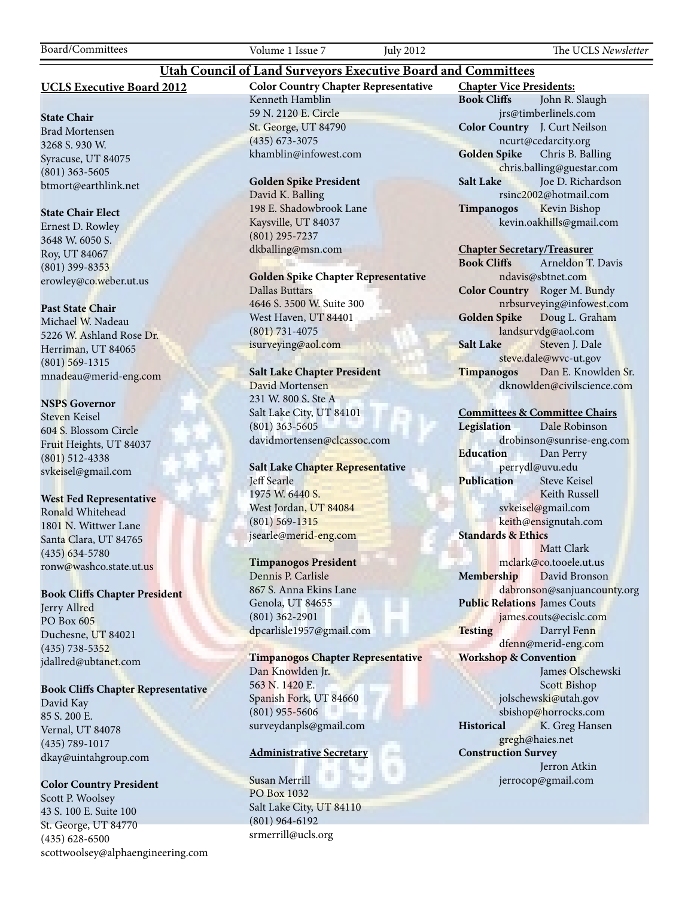# Utah Council of Land Surveyors Executive Board and Committees

## UCLS Executive Board 2012

**State Chair**
Brad Mortensen
3268 S. 930 W.
Syracuse, UT 84075
(801) 363-5605
btmort@earthlink.net

**State Chair Elect**
Ernest D. Rowley
3648 W. 6050 S.
Roy, UT 84067
(801) 399-8353
erowley@co.weber.ut.us

**Past State Chair**
Michael W. Nadeau
5226 W. Ashland Rose Dr.
Herriman, UT 84065
(801) 569-1315
mnadeau@merid-eng.com

**NSPS Governor**
Steven Keisel
604 S. Blossom Circle
Fruit Heights, UT 84037
(801) 512-4338
svkeisel@gmail.com

**West Fed Representative**
Ronald Whitehead
1801 N. Wittwer Lane
Santa Clara, UT 84765
(435) 634-5780
ronw@washco.state.ut.us

**Book Cliffs Chapter President**
Jerry Allred
PO Box 605
Duchesne, UT 84021
(435) 738-5352
jdallred@ubtanet.com

**Book Cliffs Chapter Representative**
David Kay
85 S. 200 E.
Vernal, UT 84078
(435) 789-1017
dkay@uintahgroup.com

**Color Country President**
Scott P. Woolsey
43 S. 100 E. Suite 100
St. George, UT 84770
(435) 628-6500
scottwoolsey@alphaengineering.com

**Color Country Chapter Representative**
Kenneth Hamblin
59 N. 2120 E. Circle
St. George, UT 84790
(435) 673-3075
khamblin@infowest.com

**Golden Spike President**
David K. Balling
198 E. Shadowbrook Lane
Kaysville, UT 84037
(801) 295-7237
dkballing@msn.com

**Golden Spike Chapter Representative**
Dallas Buttars
4646 S. 3500 W. Suite 300
West Haven, UT 84401
(801) 731-4075
isurveying@aol.com

**Salt Lake Chapter President**
David Mortensen
231 W. 800 S. Ste A
Salt Lake City, UT 84101
(801) 363-5605
davidmortensen@clcassoc.com

**Salt Lake Chapter Representative**
Jeff Searle
1975 W. 6440 S.
West Jordan, UT 84084
(801) 569-1315
jsearle@merid-eng.com

**Timpanogos President**
Dennis P. Carlisle
867 S. Anna Ekins Lane
Genola, UT 84655
(801) 362-2901
dpcarlisle1957@gmail.com

**Timpanogos Chapter Representative**
Dan Knowlden Jr.
563 N. 1420 E.
Spanish Fork, UT 84660
(801) 955-5606
surveydanpls@gmail.com

## Administrative Secretary

Susan Merrill
PO Box 1032
Salt Lake City, UT 84110
(801) 964-6192
srmerrill@ucls.org

## Chapter Vice Presidents:

**Book Cliffs** John R. Slaugh
jrs@timberlinels.com
**Color Country** J. Curt Neilson
ncurt@cedarcity.org
**Golden Spike** Chris B. Balling
chris.balling@guestar.com
**Salt Lake** Joe D. Richardson
rsinc2002@hotmail.com
**Timpanogos** Kevin Bishop
kevin.oakhills@gmail.com

## Chapter Secretary/Treasurer

**Book Cliffs** Arneldon T. Davis
ndavis@sbtnet.com
**Color Country** Roger M. Bundy
nrbsurveying@infowest.com
**Golden Spike** Doug L. Graham
landsurvdg@aol.com
**Salt Lake** Steven J. Dale
steve.dale@wvc-ut.gov
**Timpanogos** Dan E. Knowlden Sr.
dknowlden@civilscience.com

## Committees & Committee Chairs

**Legislation** Dale Robinson
drobinson@sunrise-eng.com
**Education** Dan Perry
perrydl@uvu.edu
**Publication** Steve Keisel
Keith Russell
svkeisel@gmail.com
keith@ensignutah.com
**Standards & Ethics**
Matt Clark
mclark@co.tooele.ut.us
**Membership** David Bronson
dabronson@sanjuancounty.org
**Public Relations** James Couts
james.couts@ecislc.com
**Testing** Darryl Fenn
dfenn@merid-eng.com
**Workshop & Convention**
James Olschewski
Scott Bishop
jolschewski@utah.gov
sbishop@horrocks.com
**Historical** K. Greg Hansen
gregh@haies.net
**Construction Survey**
Jerron Atkin
jerrocop@gmail.com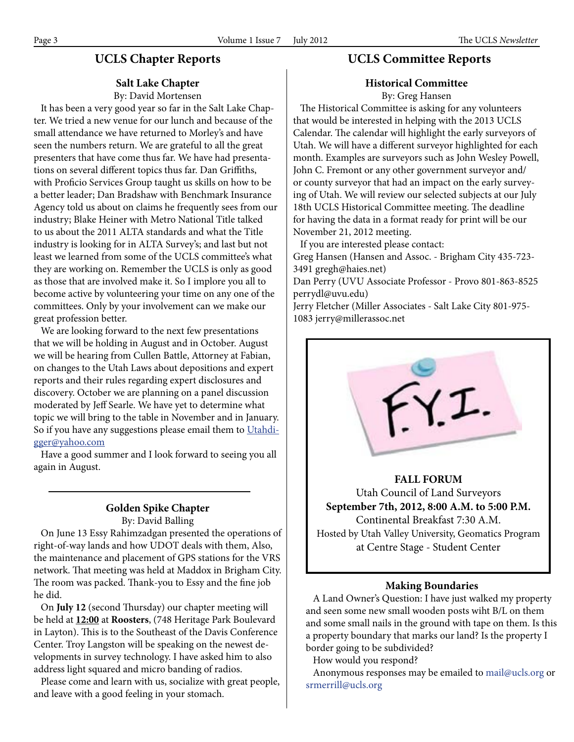## UCLS Chapter Reports

### Salt Lake Chapter

By: David Mortensen

It has been a very good year so far in the Salt Lake Chapter. We tried a new venue for our lunch and because of the small attendance we have returned to Morley's and have seen the numbers return. We are grateful to all the great presenters that have come thus far. We have had presentations on several different topics thus far. Dan Griffiths, with Proficio Services Group taught us skills on how to be a better leader; Dan Bradshaw with Benchmark Insurance Agency told us about on claims he frequently sees from our industry; Blake Heiner with Metro National Title talked to us about the 2011 ALTA standards and what the Title industry is looking for in ALTA Survey's; and last but not least we learned from some of the UCLS committee's what they are working on. Remember the UCLS is only as good as those that are involved make it. So I implore you all to become active by volunteering your time on any one of the committees. Only by your involvement can we make our great profession better.

We are looking forward to the next few presentations that we will be holding in August and in October. August we will be hearing from Cullen Battle, Attorney at Fabian, on changes to the Utah Laws about depositions and expert reports and their rules regarding expert disclosures and discovery. October we are planning on a panel discussion moderated by Jeff Searle. We have yet to determine what topic we will bring to the table in November and in January. So if you have any suggestions please email them to Utahdigger@yahoo.com

Have a good summer and I look forward to seeing you all again in August.

---

### Golden Spike Chapter

By: David Balling

On June 13 Essy Rahimzadgan presented the operations of right-of-way lands and how UDOT deals with them, Also, the maintenance and placement of GPS stations for the VRS network. That meeting was held at Maddox in Brigham City. The room was packed. Thank-you to Essy and the fine job he did.

On **July 12** (second Thursday) our chapter meeting will be held at **12:00** at **Roosters**, (748 Heritage Park Boulevard in Layton). This is to the Southeast of the Davis Conference Center. Troy Langston will be speaking on the newest developments in survey technology. I have asked him to also address light squared and micro banding of radios.

Please come and learn with us, socialize with great people, and leave with a good feeling in your stomach.

## UCLS Committee Reports

### Historical Committee

By: Greg Hansen

The Historical Committee is asking for any volunteers that would be interested in helping with the 2013 UCLS Calendar. The calendar will highlight the early surveyors of Utah. We will have a different surveyor highlighted for each month. Examples are surveyors such as John Wesley Powell, John C. Fremont or any other government surveyor and/or county surveyor that had an impact on the early surveying of Utah. We will review our selected subjects at our July 18th UCLS Historical Committee meeting. The deadline for having the data in a format ready for print will be our November 21, 2012 meeting.

If you are interested please contact:

Greg Hansen (Hansen and Assoc. - Brigham City 435-723-3491 gregh@haies.net)

Dan Perry (UVU Associate Professor - Provo 801-863-8525 perrydl@uvu.edu)

Jerry Fletcher (Miller Associates - Salt Lake City 801-975-1083 jerry@millerassoc.net

F.Y.I.

**FALL FORUM**

Utah Council of Land Surveyors

**September 7th, 2012, 8:00 A.M. to 5:00 P.M.**

Continental Breakfast 7:30 A.M.

Hosted by Utah Valley University, Geomatics Program at Centre Stage - Student Center

### Making Boundaries

A Land Owner's Question: I have just walked my property and seen some new small wooden posts wiht B/L on them and some small nails in the ground with tape on them. Is this a property boundary that marks our land? Is the property I border going to be subdivided?

How would you respond?

Anonymous responses may be emailed to mail@ucls.org or srmerrill@ucls.org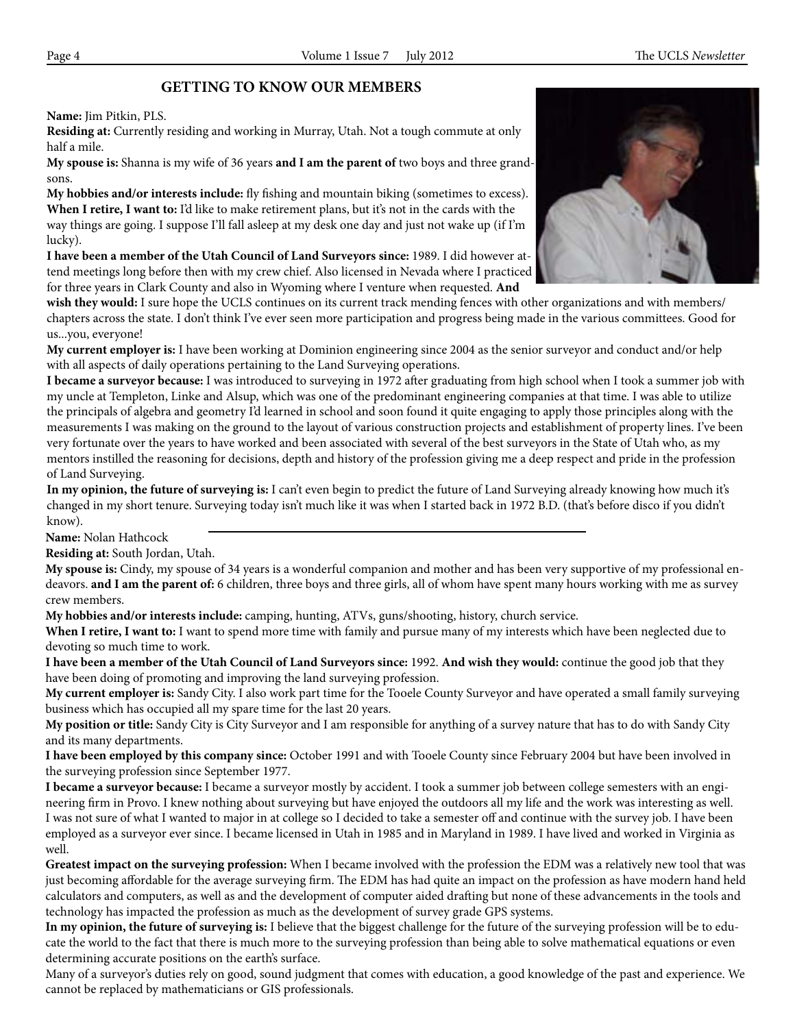## GETTING TO KNOW OUR MEMBERS

**Name:** Jim Pitkin, PLS.

**Residing at:** Currently residing and working in Murray, Utah. Not a tough commute at only half a mile.

**My spouse is:** Shanna is my wife of 36 years **and I am the parent of** two boys and three grandsons.

**My hobbies and/or interests include:** fly fishing and mountain biking (sometimes to excess).

**When I retire, I want to:** I'd like to make retirement plans, but it's not in the cards with the way things are going. I suppose I'll fall asleep at my desk one day and just not wake up (if I'm lucky).

**I have been a member of the Utah Council of Land Surveyors since:** 1989. I did however attend meetings long before then with my crew chief. Also licensed in Nevada where I practiced for three years in Clark County and also in Wyoming where I venture when requested. **And wish they would:** I sure hope the UCLS continues on its current track mending fences with other organizations and with members/chapters across the state. I don't think I've ever seen more participation and progress being made in the various committees. Good for us...you, everyone!

**My current employer is:** I have been working at Dominion engineering since 2004 as the senior surveyor and conduct and/or help with all aspects of daily operations pertaining to the Land Surveying operations.

**I became a surveyor because:** I was introduced to surveying in 1972 after graduating from high school when I took a summer job with my uncle at Templeton, Linke and Alsup, which was one of the predominant engineering companies at that time. I was able to utilize the principals of algebra and geometry I'd learned in school and soon found it quite engaging to apply those principles along with the measurements I was making on the ground to the layout of various construction projects and establishment of property lines. I've been very fortunate over the years to have worked and been associated with several of the best surveyors in the State of Utah who, as my mentors instilled the reasoning for decisions, depth and history of the profession giving me a deep respect and pride in the profession of Land Surveying.

**In my opinion, the future of surveying is:** I can't even begin to predict the future of Land Surveying already knowing how much it's changed in my short tenure. Surveying today isn't much like it was when I started back in 1972 B.D. (that's before disco if you didn't know).

---

**Name:** Nolan Hathcock

**Residing at:** South Jordan, Utah.

**My spouse is:** Cindy, my spouse of 34 years is a wonderful companion and mother and has been very supportive of my professional endeavors. **and I am the parent of:** 6 children, three boys and three girls, all of whom have spent many hours working with me as survey crew members.

**My hobbies and/or interests include:** camping, hunting, ATVs, guns/shooting, history, church service.

**When I retire, I want to:** I want to spend more time with family and pursue many of my interests which have been neglected due to devoting so much time to work.

**I have been a member of the Utah Council of Land Surveyors since:** 1992. **And wish they would:** continue the good job that they have been doing of promoting and improving the land surveying profession.

**My current employer is:** Sandy City. I also work part time for the Tooele County Surveyor and have operated a small family surveying business which has occupied all my spare time for the last 20 years.

**My position or title:** Sandy City is City Surveyor and I am responsible for anything of a survey nature that has to do with Sandy City and its many departments.

**I have been employed by this company since:** October 1991 and with Tooele County since February 2004 but have been involved in the surveying profession since September 1977.

**I became a surveyor because:** I became a surveyor mostly by accident. I took a summer job between college semesters with an engineering firm in Provo. I knew nothing about surveying but have enjoyed the outdoors all my life and the work was interesting as well. I was not sure of what I wanted to major in at college so I decided to take a semester off and continue with the survey job. I have been employed as a surveyor ever since. I became licensed in Utah in 1985 and in Maryland in 1989. I have lived and worked in Virginia as well.

**Greatest impact on the surveying profession:** When I became involved with the profession the EDM was a relatively new tool that was just becoming affordable for the average surveying firm. The EDM has had quite an impact on the profession as have modern hand held calculators and computers, as well as and the development of computer aided drafting but none of these advancements in the tools and technology has impacted the profession as much as the development of survey grade GPS systems.

**In my opinion, the future of surveying is:** I believe that the biggest challenge for the future of the surveying profession will be to educate the world to the fact that there is much more to the surveying profession than being able to solve mathematical equations or even determining accurate positions on the earth's surface.

Many of a surveyor's duties rely on good, sound judgment that comes with education, a good knowledge of the past and experience. We cannot be replaced by mathematicians or GIS professionals.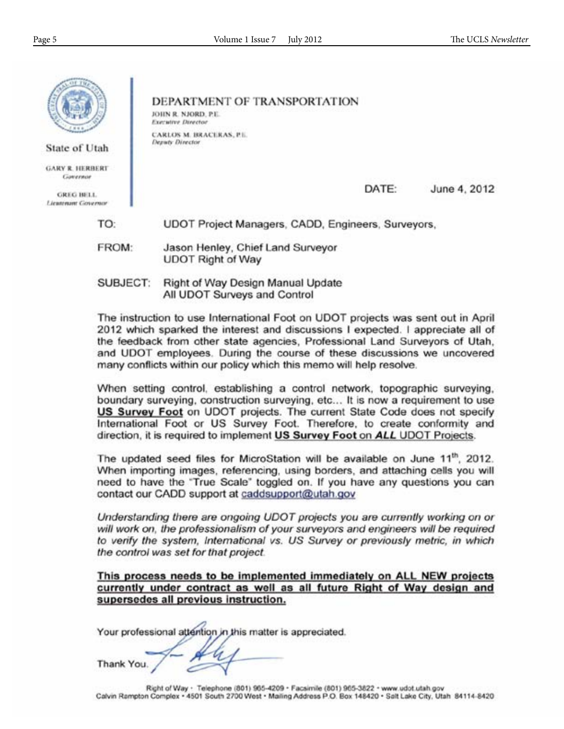State of Utah

GARY R. HERBERT
*Governor*

GREG BELL
*Lieutenant Governor*

DEPARTMENT OF TRANSPORTATION

JOHN R. NJORD, P.E.
*Executive Director*

CARLOS M. BRACERAS, P.E.
*Deputy Director*

DATE: June 4, 2012

TO: UDOT Project Managers, CADD, Engineers, Surveyors,

FROM: Jason Henley, Chief Land Surveyor
UDOT Right of Way

SUBJECT: Right of Way Design Manual Update
All UDOT Surveys and Control

The instruction to use International Foot on UDOT projects was sent out in April 2012 which sparked the interest and discussions I expected. I appreciate all of the feedback from other state agencies, Professional Land Surveyors of Utah, and UDOT employees. During the course of these discussions we uncovered many conflicts within our policy which this memo will help resolve.

When setting control, establishing a control network, topographic surveying, boundary surveying, construction surveying, etc... It is now a requirement to use **US Survey Foot** on UDOT projects. The current State Code does not specify International Foot or US Survey Foot. Therefore, to create conformity and direction, it is required to implement **US Survey Foot on *ALL* UDOT Projects**.

The updated seed files for MicroStation will be available on June 11th, 2012. When importing images, referencing, using borders, and attaching cells you will need to have the "True Scale" toggled on. If you have any questions you can contact our CADD support at caddsupport@utah.gov

*Understanding there are ongoing UDOT projects you are currently working on or will work on, the professionalism of your surveyors and engineers will be required to verify the system, International vs. US Survey or previously metric, in which the control was set for that project.*

**This process needs to be implemented immediately on ALL NEW projects currently under contract as well as all future Right of Way design and supersedes all previous instruction.**

Your professional attention in this matter is appreciated.

Thank You.

Right of Way · Telephone (801) 965-4209 · Facsimile (801) 965-3822 · www.udot.utah.gov
Calvin Rampton Complex · 4501 South 2700 West · Mailing Address P.O. Box 148420 · Salt Lake City, Utah 84114-8420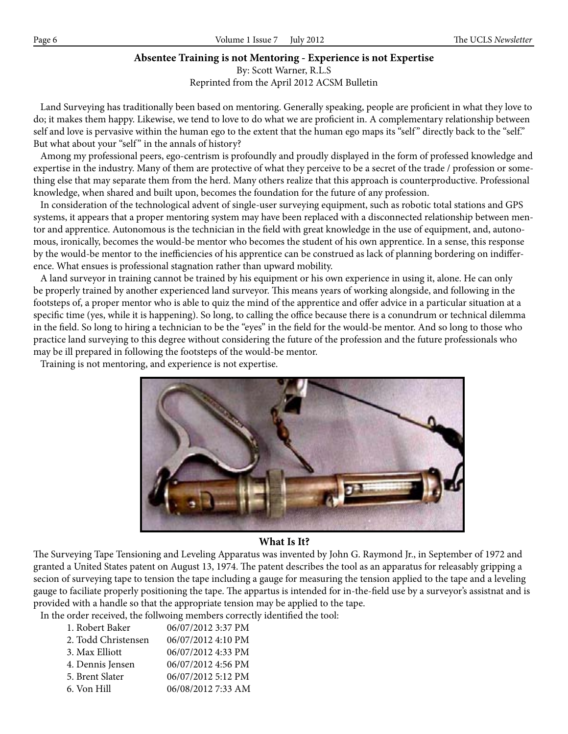## Absentee Training is not Mentoring - Experience is not Expertise

By: Scott Warner, R.L.S

Reprinted from the April 2012 ACSM Bulletin

Land Surveying has traditionally been based on mentoring. Generally speaking, people are proficient in what they love to do; it makes them happy. Likewise, we tend to love to do what we are proficient in. A complementary relationship between self and love is pervasive within the human ego to the extent that the human ego maps its "self" directly back to the "self." But what about your "self" in the annals of history?

Among my professional peers, ego-centrism is profoundly and proudly displayed in the form of professed knowledge and expertise in the industry. Many of them are protective of what they perceive to be a secret of the trade / profession or something else that may separate them from the herd. Many others realize that this approach is counterproductive. Professional knowledge, when shared and built upon, becomes the foundation for the future of any profession.

In consideration of the technological advent of single-user surveying equipment, such as robotic total stations and GPS systems, it appears that a proper mentoring system may have been replaced with a disconnected relationship between mentor and apprentice. Autonomous is the technician in the field with great knowledge in the use of equipment, and, autonomous, ironically, becomes the would-be mentor who becomes the student of his own apprentice. In a sense, this response by the would-be mentor to the inefficiencies of his apprentice can be construed as lack of planning bordering on indifference. What ensues is professional stagnation rather than upward mobility.

A land surveyor in training cannot be trained by his equipment or his own experience in using it, alone. He can only be properly trained by another experienced land surveyor. This means years of working alongside, and following in the footsteps of, a proper mentor who is able to quiz the mind of the apprentice and offer advice in a particular situation at a specific time (yes, while it is happening). So long, to calling the office because there is a conundrum or technical dilemma in the field. So long to hiring a technician to be the "eyes" in the field for the would-be mentor. And so long to those who practice land surveying to this degree without considering the future of the profession and the future professionals who may be ill prepared in following the footsteps of the would-be mentor.

Training is not mentoring, and experience is not expertise.

**What Is It?**

The Surveying Tape Tensioning and Leveling Apparatus was invented by John G. Raymond Jr., in September of 1972 and granted a United States patent on August 13, 1974. The patent describes the tool as an apparatus for releasably gripping a secion of surveying tape to tension the tape including a gauge for measuring the tension applied to the tape and a leveling gauge to faciliate properly positioning the tape. The appartus is intended for in-the-field use by a surveyor's assistnat and is provided with a handle so that the appropriate tension may be applied to the tape.

In the order received, the follwoing members correctly identified the tool:

| | |
|---|---|
| 1. Robert Baker | 06/07/2012 3:37 PM |
| 2. Todd Christensen | 06/07/2012 4:10 PM |
| 3. Max Elliott | 06/07/2012 4:33 PM |
| 4. Dennis Jensen | 06/07/2012 4:56 PM |
| 5. Brent Slater | 06/07/2012 5:12 PM |
| 6. Von Hill | 06/08/2012 7:33 AM |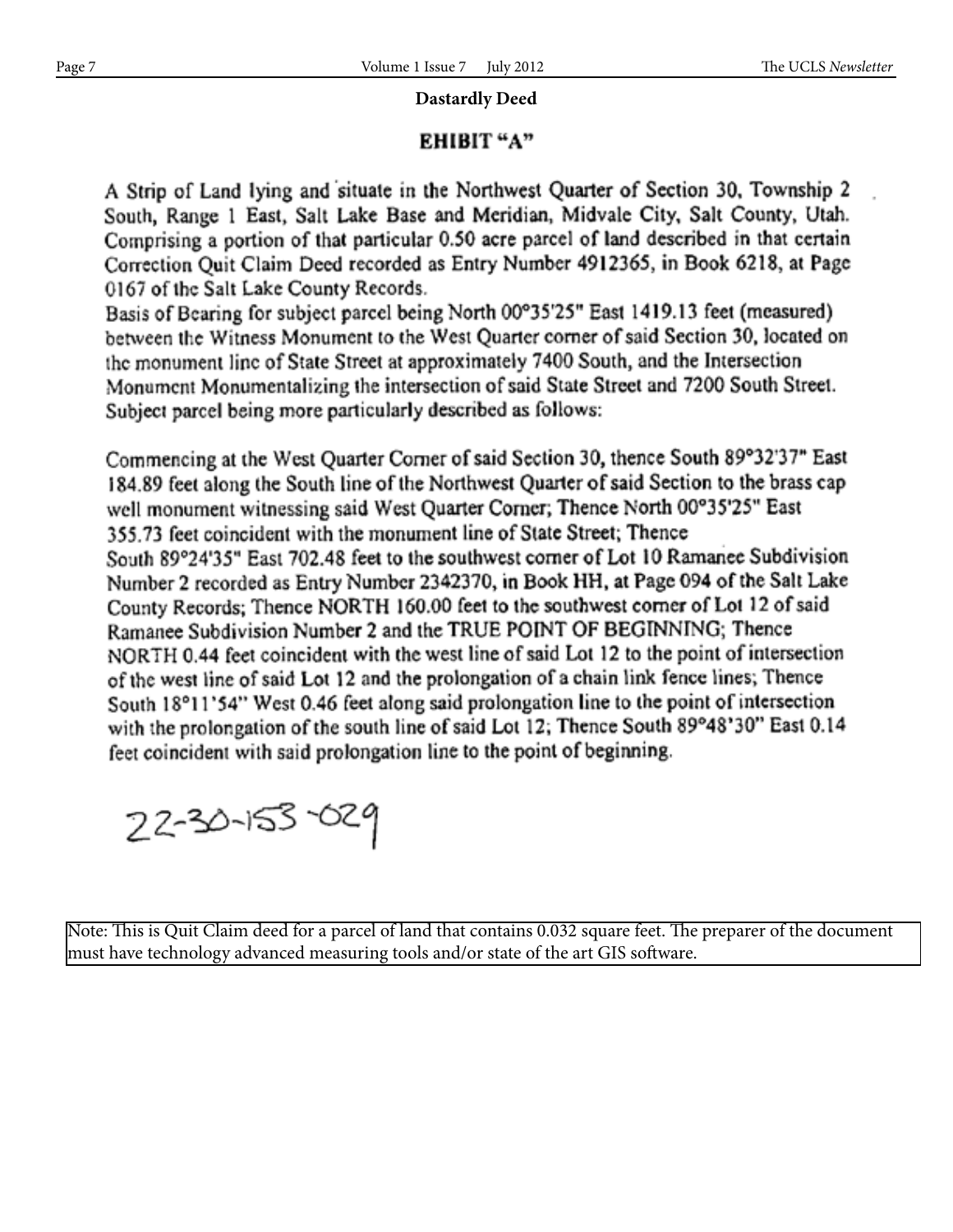**Dastardly Deed**

## EHIBIT "A"

A Strip of Land lying and situate in the Northwest Quarter of Section 30, Township 2 South, Range 1 East, Salt Lake Base and Meridian, Midvale City, Salt County, Utah. Comprising a portion of that particular 0.50 acre parcel of land described in that certain Correction Quit Claim Deed recorded as Entry Number 4912365, in Book 6218, at Page 0167 of the Salt Lake County Records.

Basis of Bearing for subject parcel being North 00°35'25" East 1419.13 feet (measured) between the Witness Monument to the West Quarter corner of said Section 30, located on the monument line of State Street at approximately 7400 South, and the Intersection Monument Monumentalizing the intersection of said State Street and 7200 South Street. Subject parcel being more particularly described as follows:

Commencing at the West Quarter Corner of said Section 30, thence South 89°32'37" East 184.89 feet along the South line of the Northwest Quarter of said Section to the brass cap well monument witnessing said West Quarter Corner; Thence North 00°35'25" East 355.73 feet coincident with the monument line of State Street; Thence South 89°24'35" East 702.48 feet to the southwest corner of Lot 10 Ramanee Subdivision Number 2 recorded as Entry Number 2342370, in Book HH, at Page 094 of the Salt Lake County Records; Thence NORTH 160.00 feet to the southwest corner of Lot 12 of said Ramanee Subdivision Number 2 and the TRUE POINT OF BEGINNING; Thence NORTH 0.44 feet coincident with the west line of said Lot 12 to the point of intersection of the west line of said Lot 12 and the prolongation of a chain link fence lines; Thence South 18°11'54" West 0.46 feet along said prolongation line to the point of intersection with the prolongation of the south line of said Lot 12; Thence South 89°48'30" East 0.14 feet coincident with said prolongation line to the point of beginning.

22-30-153-029

Note: This is Quit Claim deed for a parcel of land that contains 0.032 square feet. The preparer of the document must have technology advanced measuring tools and/or state of the art GIS software.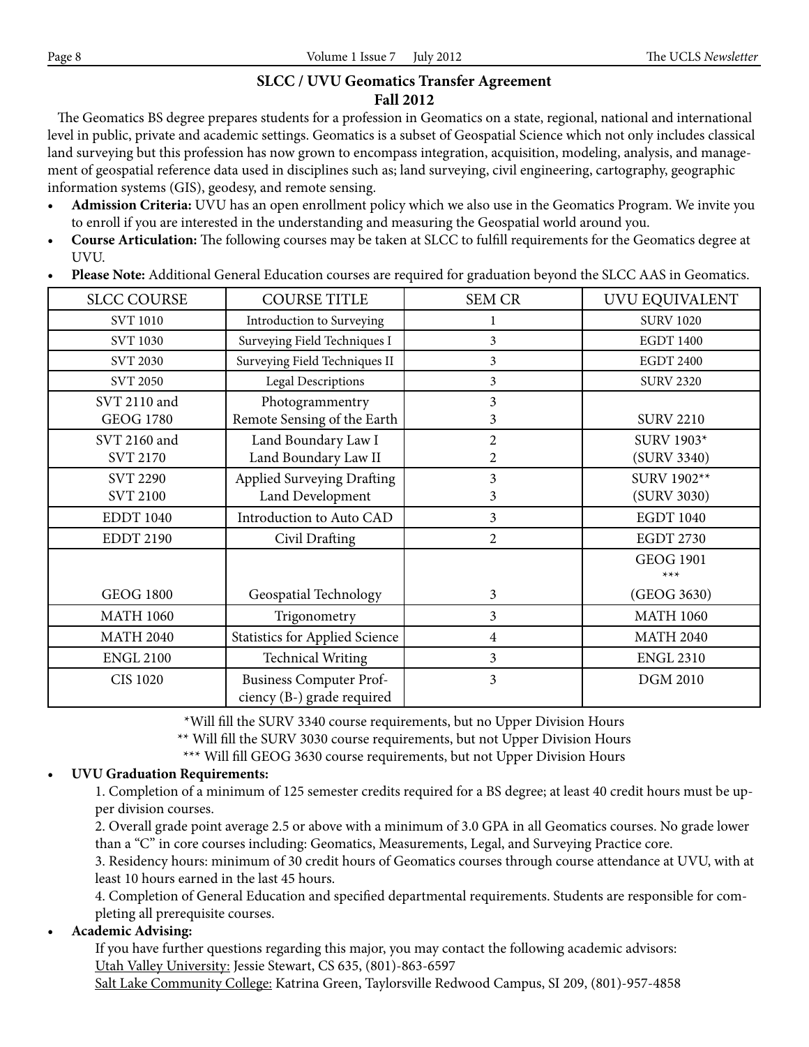## SLCC / UVU Geomatics Transfer Agreement
## Fall 2012

The Geomatics BS degree prepares students for a profession in Geomatics on a state, regional, national and international level in public, private and academic settings. Geomatics is a subset of Geospatial Science which not only includes classical land surveying but this profession has now grown to encompass integration, acquisition, modeling, analysis, and management of geospatial reference data used in disciplines such as; land surveying, civil engineering, cartography, geographic information systems (GIS), geodesy, and remote sensing.

- **Admission Criteria:** UVU has an open enrollment policy which we also use in the Geomatics Program. We invite you to enroll if you are interested in the understanding and measuring the Geospatial world around you.
- **Course Articulation:** The following courses may be taken at SLCC to fulfill requirements for the Geomatics degree at UVU.
- **Please Note:** Additional General Education courses are required for graduation beyond the SLCC AAS in Geomatics.

| SLCC COURSE | COURSE TITLE | SEM CR | UVU EQUIVALENT |
|---|---|---|---|
| SVT 1010 | Introduction to Surveying | 1 | SURV 1020 |
| SVT 1030 | Surveying Field Techniques I | 3 | EGDT 1400 |
| SVT 2030 | Surveying Field Techniques II | 3 | EGDT 2400 |
| SVT 2050 | Legal Descriptions | 3 | SURV 2320 |
| SVT 2110 and GEOG 1780 | Photogrammentry Remote Sensing of the Earth | 3 3 | SURV 2210 |
| SVT 2160 and SVT 2170 | Land Boundary Law I Land Boundary Law II | 2 2 | SURV 1903* (SURV 3340) |
| SVT 2290 SVT 2100 | Applied Surveying Drafting Land Development | 3 3 | SURV 1902** (SURV 3030) |
| EDDT 1040 | Introduction to Auto CAD | 3 | EGDT 1040 |
| EDDT 2190 | Civil Drafting | 2 | EGDT 2730 |
| GEOG 1800 | Geospatial Technology | 3 | GEOG 1901 *** (GEOG 3630) |
| MATH 1060 | Trigonometry | 3 | MATH 1060 |
| MATH 2040 | Statistics for Applied Science | 4 | MATH 2040 |
| ENGL 2100 | Technical Writing | 3 | ENGL 2310 |
| CIS 1020 | Business Computer Prof-ciency (B-) grade required | 3 | DGM 2010 |

*Will fill the SURV 3340 course requirements, but no Upper Division Hours

** Will fill the SURV 3030 course requirements, but not Upper Division Hours

*** Will fill GEOG 3630 course requirements, but not Upper Division Hours

- **UVU Graduation Requirements:**

  1. Completion of a minimum of 125 semester credits required for a BS degree; at least 40 credit hours must be upper division courses.

  2. Overall grade point average 2.5 or above with a minimum of 3.0 GPA in all Geomatics courses. No grade lower than a "C" in core courses including: Geomatics, Measurements, Legal, and Surveying Practice core.

  3. Residency hours: minimum of 30 credit hours of Geomatics courses through course attendance at UVU, with at least 10 hours earned in the last 45 hours.

  4. Completion of General Education and specified departmental requirements. Students are responsible for completing all prerequisite courses.

- **Academic Advising:**

  If you have further questions regarding this major, you may contact the following academic advisors:

  Utah Valley University: Jessie Stewart, CS 635, (801)-863-6597

  Salt Lake Community College: Katrina Green, Taylorsville Redwood Campus, SI 209, (801)-957-4858